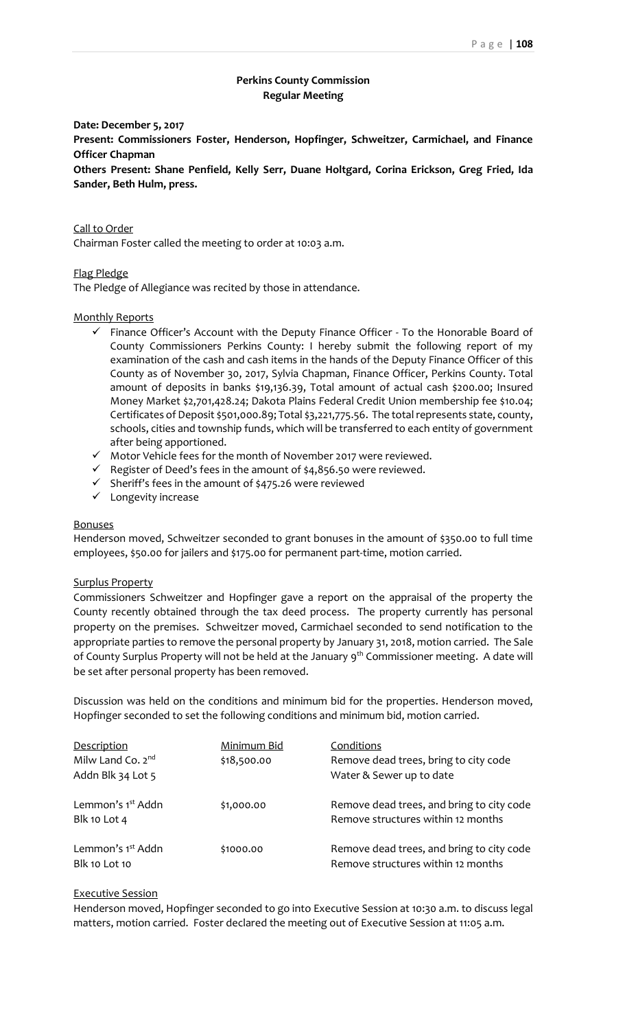# Perkins County Commission
## Regular Meeting

**Date: December 5, 2017**

**Present: Commissioners Foster, Henderson, Hopfinger, Schweitzer, Carmichael, and Finance Officer Chapman**

**Others Present: Shane Penfield, Kelly Serr, Duane Holtgard, Corina Erickson, Greg Fried, Ida Sander, Beth Hulm, press.**

Call to Order

Chairman Foster called the meeting to order at 10:03 a.m.

Flag Pledge

The Pledge of Allegiance was recited by those in attendance.

Monthly Reports

- ✓ Finance Officer's Account with the Deputy Finance Officer - To the Honorable Board of County Commissioners Perkins County: I hereby submit the following report of my examination of the cash and cash items in the hands of the Deputy Finance Officer of this County as of November 30, 2017, Sylvia Chapman, Finance Officer, Perkins County. Total amount of deposits in banks $19,136.39, Total amount of actual cash $200.00; Insured Money Market $2,701,428.24; Dakota Plains Federal Credit Union membership fee $10.04; Certificates of Deposit $501,000.89; Total $3,221,775.56. The total represents state, county, schools, cities and township funds, which will be transferred to each entity of government after being apportioned.
- ✓ Motor Vehicle fees for the month of November 2017 were reviewed.
- ✓ Register of Deed's fees in the amount of $4,856.50 were reviewed.
- ✓ Sheriff's fees in the amount of $475.26 were reviewed
- ✓ Longevity increase

Bonuses

Henderson moved, Schweitzer seconded to grant bonuses in the amount of $350.00 to full time employees, $50.00 for jailers and $175.00 for permanent part-time, motion carried.

Surplus Property

Commissioners Schweitzer and Hopfinger gave a report on the appraisal of the property the County recently obtained through the tax deed process. The property currently has personal property on the premises. Schweitzer moved, Carmichael seconded to send notification to the appropriate parties to remove the personal property by January 31, 2018, motion carried. The Sale of County Surplus Property will not be held at the January 9th Commissioner meeting. A date will be set after personal property has been removed.

Discussion was held on the conditions and minimum bid for the properties. Henderson moved, Hopfinger seconded to set the following conditions and minimum bid, motion carried.

| Description | Minimum Bid | Conditions |
|---|---|---|
| Milw Land Co. 2nd Addn Blk 34 Lot 5 | $18,500.00 | Remove dead trees, bring to city code<br>Water & Sewer up to date |
| Lemmon's 1st Addn Blk 10 Lot 4 | $1,000.00 | Remove dead trees, and bring to city code<br>Remove structures within 12 months |
| Lemmon's 1st Addn Blk 10 Lot 10 | $1000.00 | Remove dead trees, and bring to city code<br>Remove structures within 12 months |

Executive Session

Henderson moved, Hopfinger seconded to go into Executive Session at 10:30 a.m. to discuss legal matters, motion carried. Foster declared the meeting out of Executive Session at 11:05 a.m.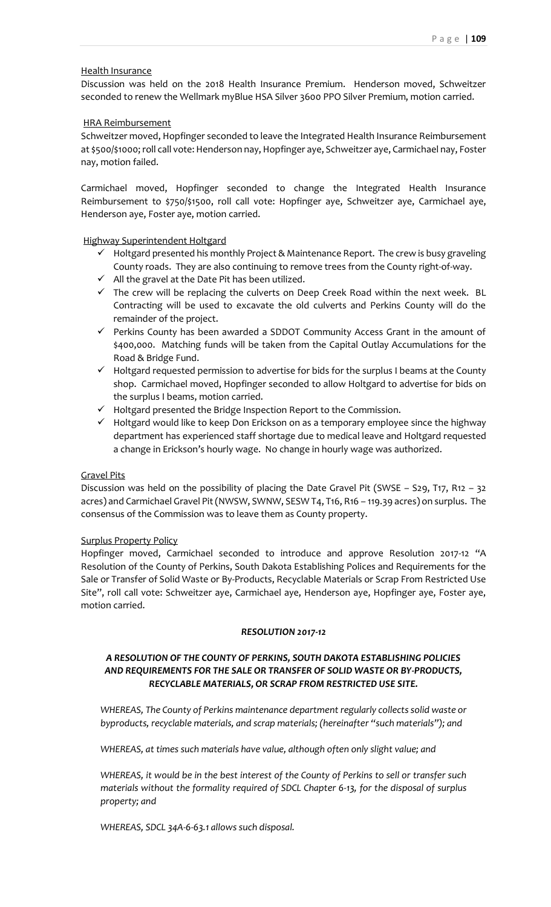Health Insurance

Discussion was held on the 2018 Health Insurance Premium. Henderson moved, Schweitzer seconded to renew the Wellmark myBlue HSA Silver 3600 PPO Silver Premium, motion carried.

HRA Reimbursement

Schweitzer moved, Hopfinger seconded to leave the Integrated Health Insurance Reimbursement at $500/$1000; roll call vote: Henderson nay, Hopfinger aye, Schweitzer aye, Carmichael nay, Foster nay, motion failed.

Carmichael moved, Hopfinger seconded to change the Integrated Health Insurance Reimbursement to $750/$1500, roll call vote: Hopfinger aye, Schweitzer aye, Carmichael aye, Henderson aye, Foster aye, motion carried.

Highway Superintendent Holtgard

- ✓ Holtgard presented his monthly Project & Maintenance Report. The crew is busy graveling County roads. They are also continuing to remove trees from the County right-of-way.
- ✓ All the gravel at the Date Pit has been utilized.
- ✓ The crew will be replacing the culverts on Deep Creek Road within the next week. BL Contracting will be used to excavate the old culverts and Perkins County will do the remainder of the project.
- ✓ Perkins County has been awarded a SDDOT Community Access Grant in the amount of $400,000. Matching funds will be taken from the Capital Outlay Accumulations for the Road & Bridge Fund.
- ✓ Holtgard requested permission to advertise for bids for the surplus I beams at the County shop. Carmichael moved, Hopfinger seconded to allow Holtgard to advertise for bids on the surplus I beams, motion carried.
- ✓ Holtgard presented the Bridge Inspection Report to the Commission.
- ✓ Holtgard would like to keep Don Erickson on as a temporary employee since the highway department has experienced staff shortage due to medical leave and Holtgard requested a change in Erickson's hourly wage. No change in hourly wage was authorized.

Gravel Pits

Discussion was held on the possibility of placing the Date Gravel Pit (SWSE – S29, T17, R12 – 32 acres) and Carmichael Gravel Pit (NWSW, SWNW, SESW T4, T16, R16 – 119.39 acres) on surplus. The consensus of the Commission was to leave them as County property.

Surplus Property Policy

Hopfinger moved, Carmichael seconded to introduce and approve Resolution 2017-12 "A Resolution of the County of Perkins, South Dakota Establishing Polices and Requirements for the Sale or Transfer of Solid Waste or By-Products, Recyclable Materials or Scrap From Restricted Use Site", roll call vote: Schweitzer aye, Carmichael aye, Henderson aye, Hopfinger aye, Foster aye, motion carried.

***RESOLUTION 2017-12***

***A RESOLUTION OF THE COUNTY OF PERKINS, SOUTH DAKOTA ESTABLISHING POLICIES AND REQUIREMENTS FOR THE SALE OR TRANSFER OF SOLID WASTE OR BY-PRODUCTS, RECYCLABLE MATERIALS, OR SCRAP FROM RESTRICTED USE SITE.***

*WHEREAS, The County of Perkins maintenance department regularly collects solid waste or byproducts, recyclable materials, and scrap materials; (hereinafter "such materials"); and*

*WHEREAS, at times such materials have value, although often only slight value; and*

*WHEREAS, it would be in the best interest of the County of Perkins to sell or transfer such materials without the formality required of SDCL Chapter 6-13, for the disposal of surplus property; and*

*WHEREAS, SDCL 34A-6-63.1 allows such disposal.*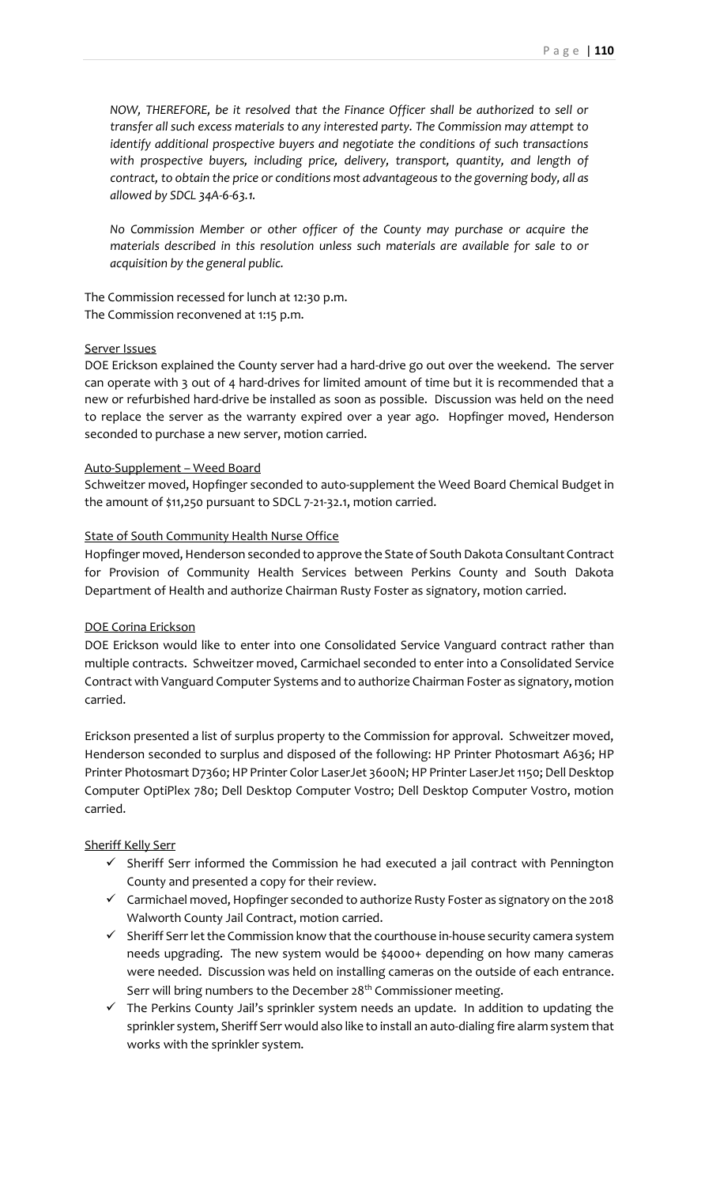*NOW, THEREFORE, be it resolved that the Finance Officer shall be authorized to sell or transfer all such excess materials to any interested party. The Commission may attempt to identify additional prospective buyers and negotiate the conditions of such transactions with prospective buyers, including price, delivery, transport, quantity, and length of contract, to obtain the price or conditions most advantageous to the governing body, all as allowed by SDCL 34A-6-63.1.*

*No Commission Member or other officer of the County may purchase or acquire the materials described in this resolution unless such materials are available for sale to or acquisition by the general public.*

The Commission recessed for lunch at 12:30 p.m.
The Commission reconvened at 1:15 p.m.

Server Issues

DOE Erickson explained the County server had a hard-drive go out over the weekend. The server can operate with 3 out of 4 hard-drives for limited amount of time but it is recommended that a new or refurbished hard-drive be installed as soon as possible. Discussion was held on the need to replace the server as the warranty expired over a year ago. Hopfinger moved, Henderson seconded to purchase a new server, motion carried.

Auto-Supplement – Weed Board

Schweitzer moved, Hopfinger seconded to auto-supplement the Weed Board Chemical Budget in the amount of $11,250 pursuant to SDCL 7-21-32.1, motion carried.

State of South Community Health Nurse Office

Hopfinger moved, Henderson seconded to approve the State of South Dakota Consultant Contract for Provision of Community Health Services between Perkins County and South Dakota Department of Health and authorize Chairman Rusty Foster as signatory, motion carried.

DOE Corina Erickson

DOE Erickson would like to enter into one Consolidated Service Vanguard contract rather than multiple contracts. Schweitzer moved, Carmichael seconded to enter into a Consolidated Service Contract with Vanguard Computer Systems and to authorize Chairman Foster as signatory, motion carried.

Erickson presented a list of surplus property to the Commission for approval. Schweitzer moved, Henderson seconded to surplus and disposed of the following: HP Printer Photosmart A636; HP Printer Photosmart D7360; HP Printer Color LaserJet 3600N; HP Printer LaserJet 1150; Dell Desktop Computer OptiPlex 780; Dell Desktop Computer Vostro; Dell Desktop Computer Vostro, motion carried.

Sheriff Kelly Serr

- ✓ Sheriff Serr informed the Commission he had executed a jail contract with Pennington County and presented a copy for their review.
- ✓ Carmichael moved, Hopfinger seconded to authorize Rusty Foster as signatory on the 2018 Walworth County Jail Contract, motion carried.
- ✓ Sheriff Serr let the Commission know that the courthouse in-house security camera system needs upgrading. The new system would be $4000+ depending on how many cameras were needed. Discussion was held on installing cameras on the outside of each entrance. Serr will bring numbers to the December 28th Commissioner meeting.
- ✓ The Perkins County Jail's sprinkler system needs an update. In addition to updating the sprinkler system, Sheriff Serr would also like to install an auto-dialing fire alarm system that works with the sprinkler system.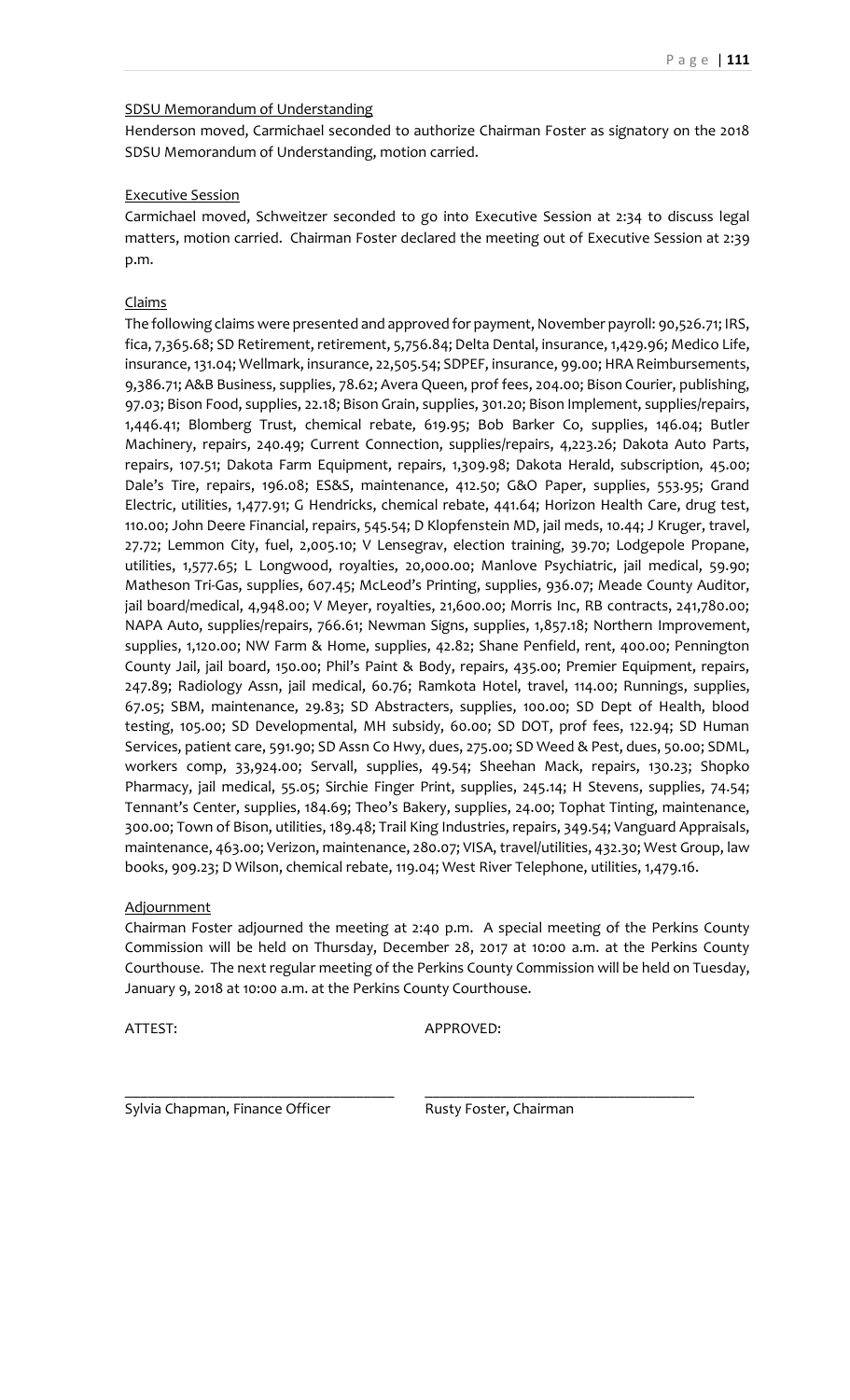SDSU Memorandum of Understanding

Henderson moved, Carmichael seconded to authorize Chairman Foster as signatory on the 2018 SDSU Memorandum of Understanding, motion carried.

Executive Session

Carmichael moved, Schweitzer seconded to go into Executive Session at 2:34 to discuss legal matters, motion carried. Chairman Foster declared the meeting out of Executive Session at 2:39 p.m.

Claims

The following claims were presented and approved for payment, November payroll: 90,526.71; IRS, fica, 7,365.68; SD Retirement, retirement, 5,756.84; Delta Dental, insurance, 1,429.96; Medico Life, insurance, 131.04; Wellmark, insurance, 22,505.54; SDPEF, insurance, 99.00; HRA Reimbursements, 9,386.71; A&B Business, supplies, 78.62; Avera Queen, prof fees, 204.00; Bison Courier, publishing, 97.03; Bison Food, supplies, 22.18; Bison Grain, supplies, 301.20; Bison Implement, supplies/repairs, 1,446.41; Blomberg Trust, chemical rebate, 619.95; Bob Barker Co, supplies, 146.04; Butler Machinery, repairs, 240.49; Current Connection, supplies/repairs, 4,223.26; Dakota Auto Parts, repairs, 107.51; Dakota Farm Equipment, repairs, 1,309.98; Dakota Herald, subscription, 45.00; Dale's Tire, repairs, 196.08; ES&S, maintenance, 412.50; G&O Paper, supplies, 553.95; Grand Electric, utilities, 1,477.91; G Hendricks, chemical rebate, 441.64; Horizon Health Care, drug test, 110.00; John Deere Financial, repairs, 545.54; D Klopfenstein MD, jail meds, 10.44; J Kruger, travel, 27.72; Lemmon City, fuel, 2,005.10; V Lensegrav, election training, 39.70; Lodgepole Propane, utilities, 1,577.65; L Longwood, royalties, 20,000.00; Manlove Psychiatric, jail medical, 59.90; Matheson Tri-Gas, supplies, 607.45; McLeod's Printing, supplies, 936.07; Meade County Auditor, jail board/medical, 4,948.00; V Meyer, royalties, 21,600.00; Morris Inc, RB contracts, 241,780.00; NAPA Auto, supplies/repairs, 766.61; Newman Signs, supplies, 1,857.18; Northern Improvement, supplies, 1,120.00; NW Farm & Home, supplies, 42.82; Shane Penfield, rent, 400.00; Pennington County Jail, jail board, 150.00; Phil's Paint & Body, repairs, 435.00; Premier Equipment, repairs, 247.89; Radiology Assn, jail medical, 60.76; Ramkota Hotel, travel, 114.00; Runnings, supplies, 67.05; SBM, maintenance, 29.83; SD Abstracters, supplies, 100.00; SD Dept of Health, blood testing, 105.00; SD Developmental, MH subsidy, 60.00; SD DOT, prof fees, 122.94; SD Human Services, patient care, 591.90; SD Assn Co Hwy, dues, 275.00; SD Weed & Pest, dues, 50.00; SDML, workers comp, 33,924.00; Servall, supplies, 49.54; Sheehan Mack, repairs, 130.23; Shopko Pharmacy, jail medical, 55.05; Sirchie Finger Print, supplies, 245.14; H Stevens, supplies, 74.54; Tennant's Center, supplies, 184.69; Theo's Bakery, supplies, 24.00; Tophat Tinting, maintenance, 300.00; Town of Bison, utilities, 189.48; Trail King Industries, repairs, 349.54; Vanguard Appraisals, maintenance, 463.00; Verizon, maintenance, 280.07; VISA, travel/utilities, 432.30; West Group, law books, 909.23; D Wilson, chemical rebate, 119.04; West River Telephone, utilities, 1,479.16.

Adjournment

Chairman Foster adjourned the meeting at 2:40 p.m. A special meeting of the Perkins County Commission will be held on Thursday, December 28, 2017 at 10:00 a.m. at the Perkins County Courthouse. The next regular meeting of the Perkins County Commission will be held on Tuesday, January 9, 2018 at 10:00 a.m. at the Perkins County Courthouse.

ATTEST: APPROVED:

Sylvia Chapman, Finance Officer Rusty Foster, Chairman